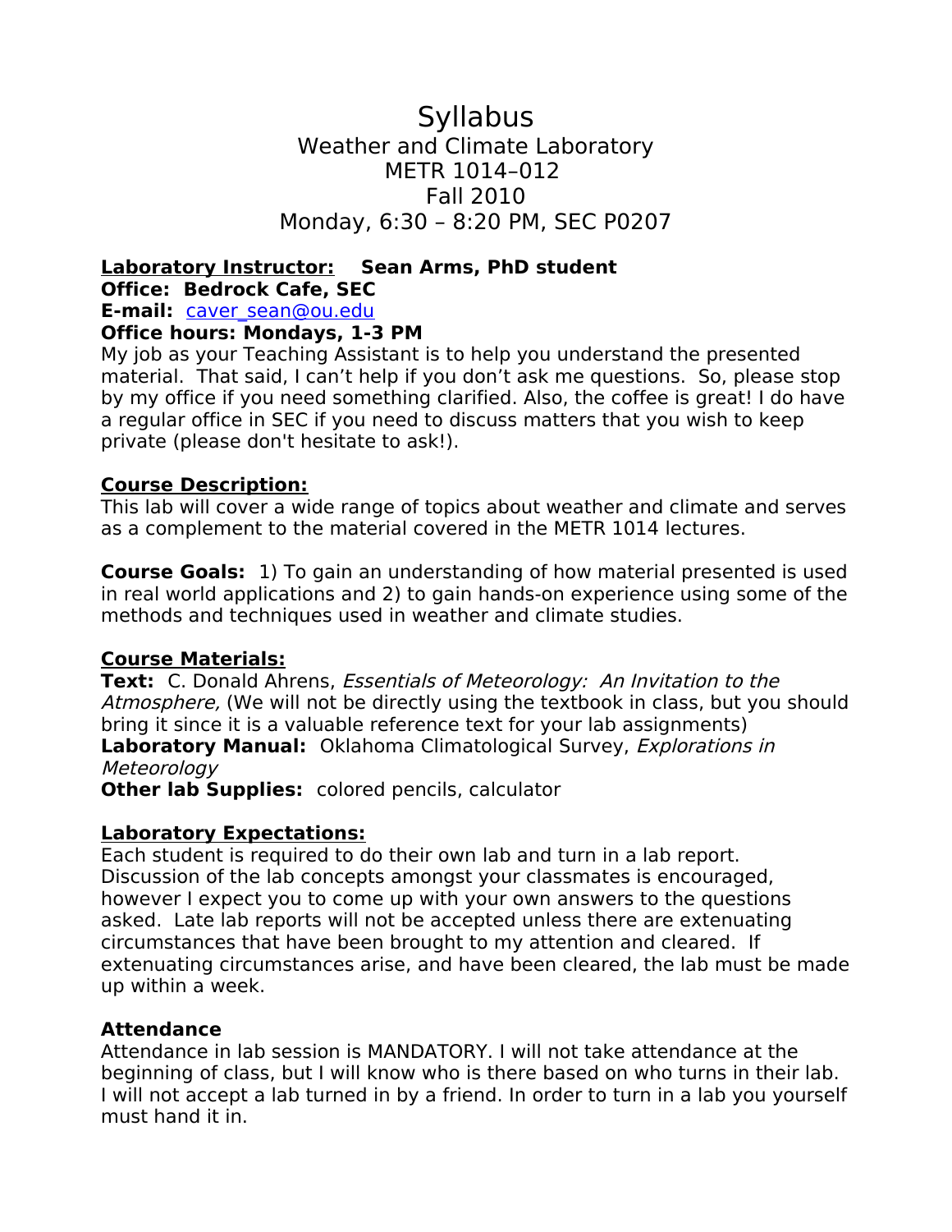# Syllabus

## Weather and Climate Laboratory
## METR 1014–012
## Fall 2010
## Monday, 6:30 – 8:20 PM, SEC P0207

**Laboratory Instructor:** **Sean Arms, PhD student**
**Office: Bedrock Cafe, SEC**
**E-mail:** caver_sean@ou.edu
**Office hours: Mondays, 1-3 PM**

My job as your Teaching Assistant is to help you understand the presented material. That said, I can't help if you don't ask me questions. So, please stop by my office if you need something clarified. Also, the coffee is great! I do have a regular office in SEC if you need to discuss matters that you wish to keep private (please don't hesitate to ask!).

**Course Description:**
This lab will cover a wide range of topics about weather and climate and serves as a complement to the material covered in the METR 1014 lectures.

**Course Goals:** 1) To gain an understanding of how material presented is used in real world applications and 2) to gain hands-on experience using some of the methods and techniques used in weather and climate studies.

**Course Materials:**
**Text:** C. Donald Ahrens, *Essentials of Meteorology: An Invitation to the Atmosphere,* (We will not be directly using the textbook in class, but you should bring it since it is a valuable reference text for your lab assignments)
**Laboratory Manual:** Oklahoma Climatological Survey, *Explorations in Meteorology*
**Other lab Supplies:** colored pencils, calculator

**Laboratory Expectations:**
Each student is required to do their own lab and turn in a lab report. Discussion of the lab concepts amongst your classmates is encouraged, however I expect you to come up with your own answers to the questions asked. Late lab reports will not be accepted unless there are extenuating circumstances that have been brought to my attention and cleared. If extenuating circumstances arise, and have been cleared, the lab must be made up within a week.

**Attendance**
Attendance in lab session is MANDATORY. I will not take attendance at the beginning of class, but I will know who is there based on who turns in their lab. I will not accept a lab turned in by a friend. In order to turn in a lab you yourself must hand it in.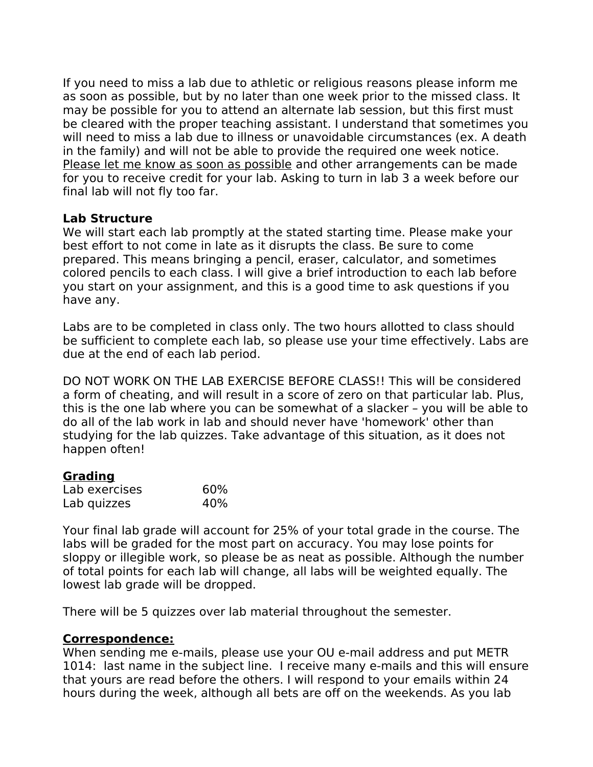If you need to miss a lab due to athletic or religious reasons please inform me as soon as possible, but by no later than one week prior to the missed class. It may be possible for you to attend an alternate lab session, but this first must be cleared with the proper teaching assistant. I understand that sometimes you will need to miss a lab due to illness or unavoidable circumstances (ex. A death in the family) and will not be able to provide the required one week notice. <u>Please let me know as soon as possible</u> and other arrangements can be made for you to receive credit for your lab. Asking to turn in lab 3 a week before our final lab will not fly too far.

**Lab Structure**

We will start each lab promptly at the stated starting time. Please make your best effort to not come in late as it disrupts the class. Be sure to come prepared. This means bringing a pencil, eraser, calculator, and sometimes colored pencils to each class. I will give a brief introduction to each lab before you start on your assignment, and this is a good time to ask questions if you have any.

Labs are to be completed in class only. The two hours allotted to class should be sufficient to complete each lab, so please use your time effectively. Labs are due at the end of each lab period.

DO NOT WORK ON THE LAB EXERCISE BEFORE CLASS!! This will be considered a form of cheating, and will result in a score of zero on that particular lab. Plus, this is the one lab where you can be somewhat of a slacker – you will be able to do all of the lab work in lab and should never have 'homework' other than studying for the lab quizzes. Take advantage of this situation, as it does not happen often!

**<u>Grading</u>**

| Lab exercises | 60% |
|---|---|
| Lab quizzes | 40% |

Your final lab grade will account for 25% of your total grade in the course. The labs will be graded for the most part on accuracy. You may lose points for sloppy or illegible work, so please be as neat as possible. Although the number of total points for each lab will change, all labs will be weighted equally. The lowest lab grade will be dropped.

There will be 5 quizzes over lab material throughout the semester.

**<u>Correspondence:</u>**

When sending me e-mails, please use your OU e-mail address and put METR 1014: last name in the subject line. I receive many e-mails and this will ensure that yours are read before the others. I will respond to your emails within 24 hours during the week, although all bets are off on the weekends. As you lab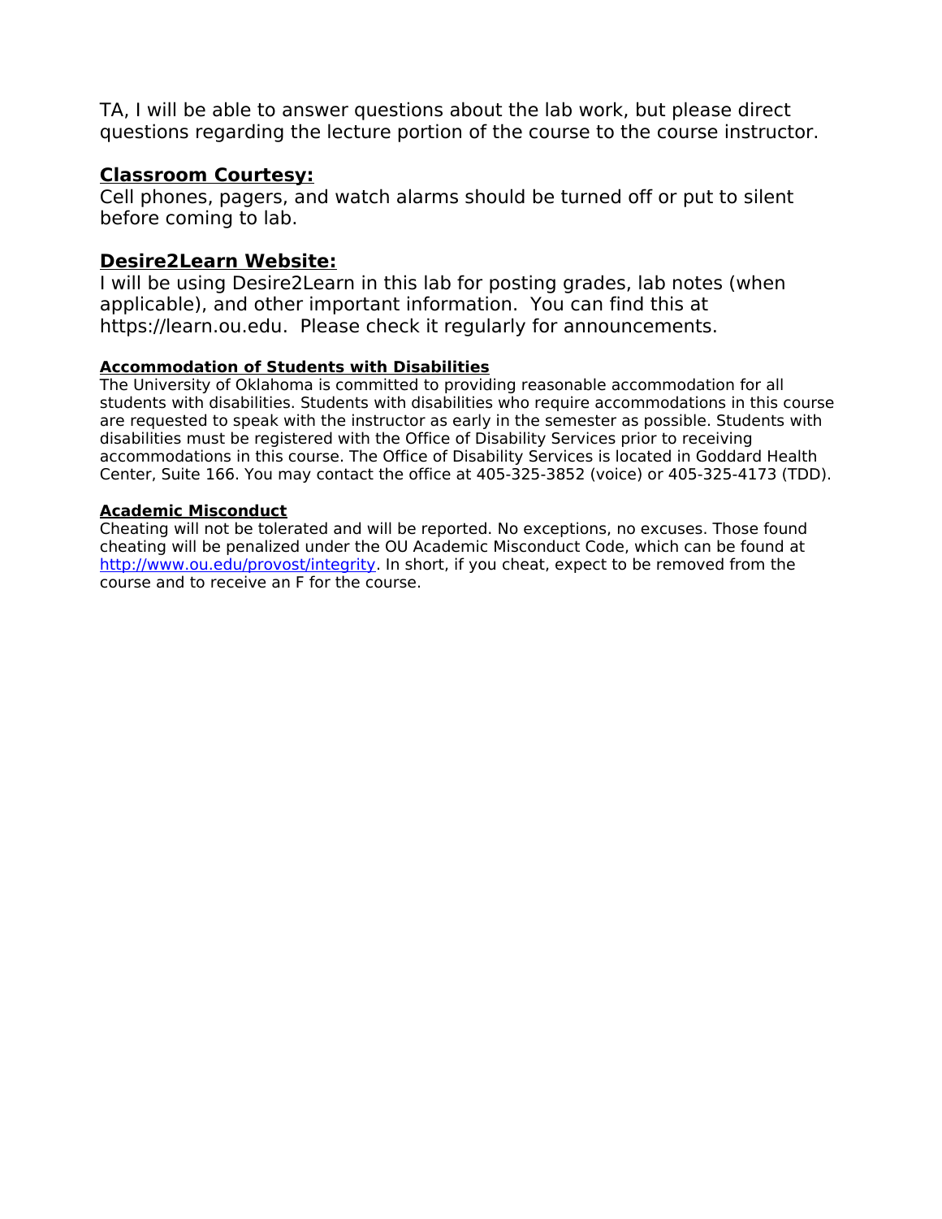TA, I will be able to answer questions about the lab work, but please direct questions regarding the lecture portion of the course to the course instructor.

## **Classroom Courtesy:**

Cell phones, pagers, and watch alarms should be turned off or put to silent before coming to lab.

## **Desire2Learn Website:**

I will be using Desire2Learn in this lab for posting grades, lab notes (when applicable), and other important information. You can find this at https://learn.ou.edu. Please check it regularly for announcements.

### **Accommodation of Students with Disabilities**

The University of Oklahoma is committed to providing reasonable accommodation for all students with disabilities. Students with disabilities who require accommodations in this course are requested to speak with the instructor as early in the semester as possible. Students with disabilities must be registered with the Office of Disability Services prior to receiving accommodations in this course. The Office of Disability Services is located in Goddard Health Center, Suite 166. You may contact the office at 405-325-3852 (voice) or 405-325-4173 (TDD).

### **Academic Misconduct**

Cheating will not be tolerated and will be reported. No exceptions, no excuses. Those found cheating will be penalized under the OU Academic Misconduct Code, which can be found at [http://www.ou.edu/provost/integrity](http://www.ou.edu/provost/integrity). In short, if you cheat, expect to be removed from the course and to receive an F for the course.